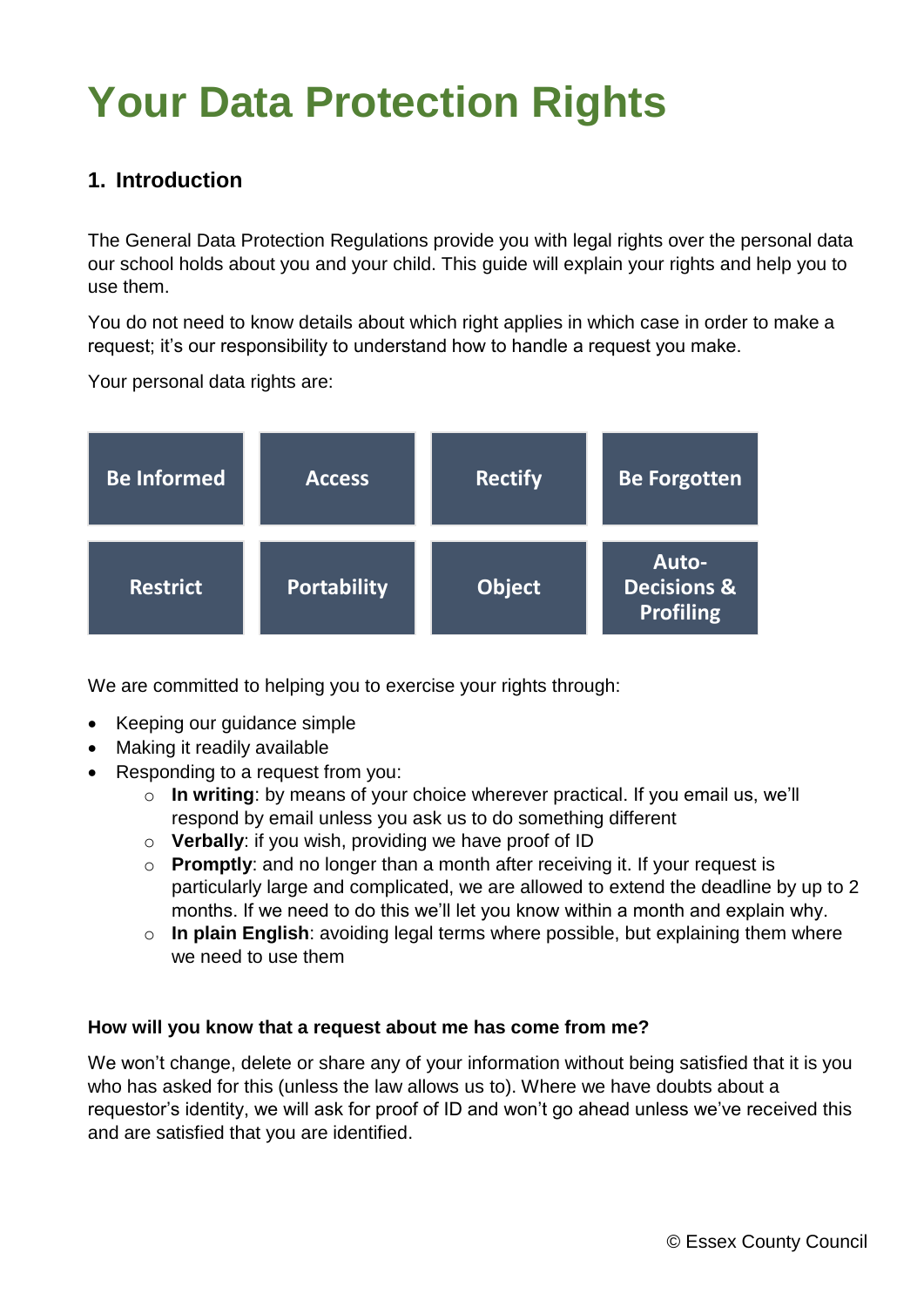# Your Data Protection Rights

## 1. Introduction

The General Data Protection Regulations provide you with legal rights over the personal data our school holds about you and your child. This guide will explain your rights and help you to use them.

You do not need to know details about which right applies in which case in order to make a request; it's our responsibility to understand how to handle a request you make.

Your personal data rights are:

| Be Informed | Access | Rectify | Be Forgotten |
|---|---|---|---|
| Restrict | Portability | Object | Auto-Decisions & Profiling |

We are committed to helping you to exercise your rights through:

- Keeping our guidance simple
- Making it readily available
- Responding to a request from you:
    - **In writing**: by means of your choice wherever practical. If you email us, we'll respond by email unless you ask us to do something different
    - **Verbally**: if you wish, providing we have proof of ID
    - **Promptly**: and no longer than a month after receiving it. If your request is particularly large and complicated, we are allowed to extend the deadline by up to 2 months. If we need to do this we'll let you know within a month and explain why.
    - **In plain English**: avoiding legal terms where possible, but explaining them where we need to use them

**How will you know that a request about me has come from me?**

We won't change, delete or share any of your information without being satisfied that it is you who has asked for this (unless the law allows us to). Where we have doubts about a requestor's identity, we will ask for proof of ID and won't go ahead unless we've received this and are satisfied that you are identified.

© Essex County Council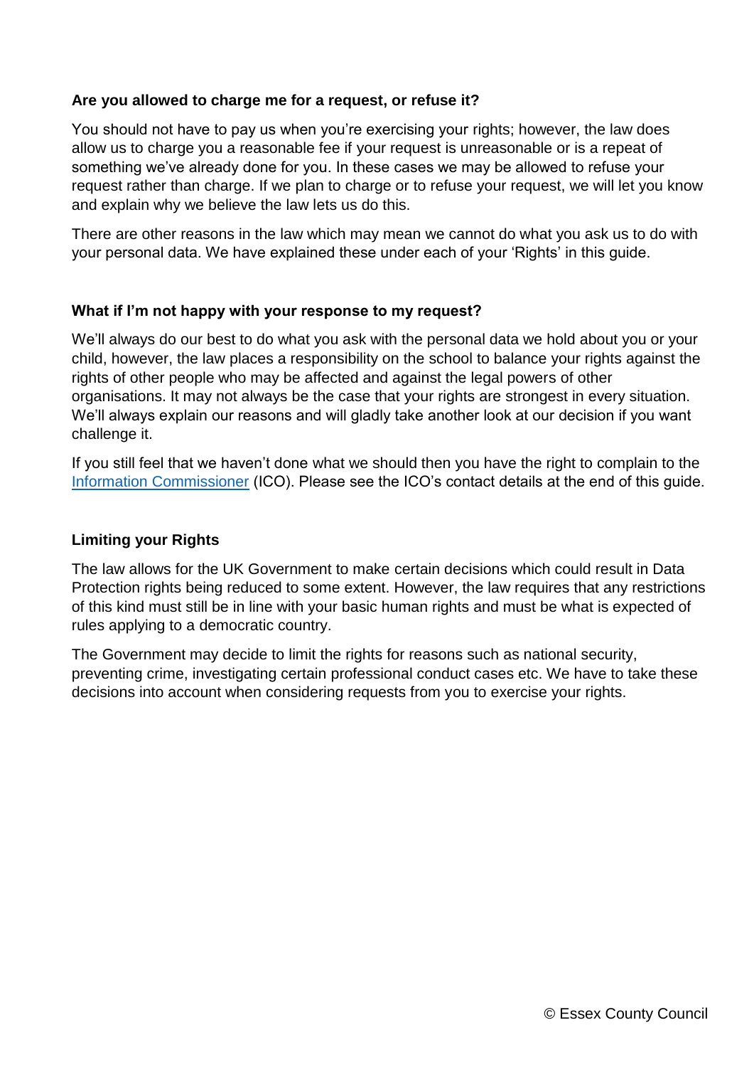**Are you allowed to charge me for a request, or refuse it?**

You should not have to pay us when you're exercising your rights; however, the law does allow us to charge you a reasonable fee if your request is unreasonable or is a repeat of something we've already done for you. In these cases we may be allowed to refuse your request rather than charge. If we plan to charge or to refuse your request, we will let you know and explain why we believe the law lets us do this.

There are other reasons in the law which may mean we cannot do what you ask us to do with your personal data. We have explained these under each of your 'Rights' in this guide.

**What if I'm not happy with your response to my request?**

We'll always do our best to do what you ask with the personal data we hold about you or your child, however, the law places a responsibility on the school to balance your rights against the rights of other people who may be affected and against the legal powers of other organisations. It may not always be the case that your rights are strongest in every situation. We'll always explain our reasons and will gladly take another look at our decision if you want challenge it.

If you still feel that we haven't done what we should then you have the right to complain to the Information Commissioner (ICO). Please see the ICO's contact details at the end of this guide.

**Limiting your Rights**

The law allows for the UK Government to make certain decisions which could result in Data Protection rights being reduced to some extent. However, the law requires that any restrictions of this kind must still be in line with your basic human rights and must be what is expected of rules applying to a democratic country.

The Government may decide to limit the rights for reasons such as national security, preventing crime, investigating certain professional conduct cases etc. We have to take these decisions into account when considering requests from you to exercise your rights.

© Essex County Council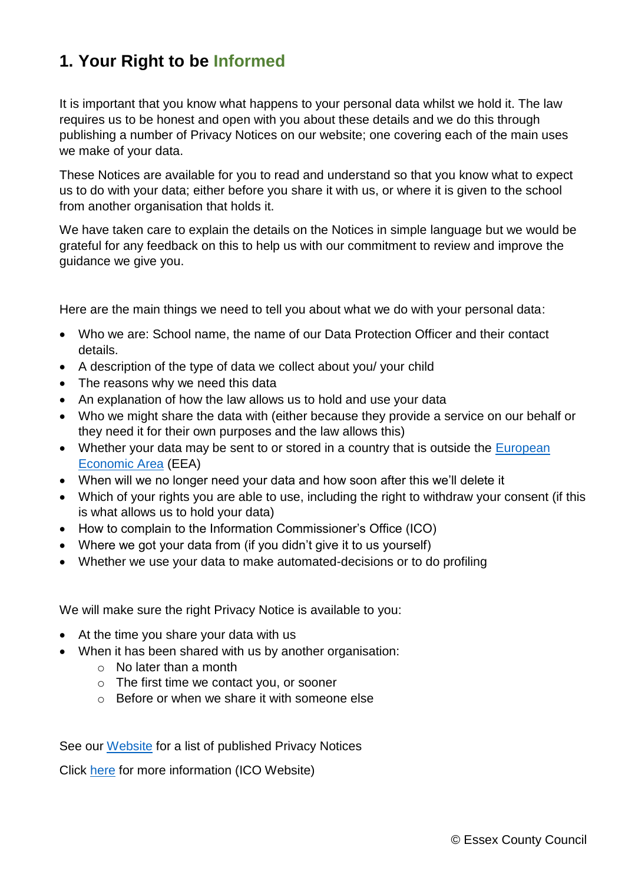## 1. Your Right to be Informed

It is important that you know what happens to your personal data whilst we hold it. The law requires us to be honest and open with you about these details and we do this through publishing a number of Privacy Notices on our website; one covering each of the main uses we make of your data.

These Notices are available for you to read and understand so that you know what to expect us to do with your data; either before you share it with us, or where it is given to the school from another organisation that holds it.

We have taken care to explain the details on the Notices in simple language but we would be grateful for any feedback on this to help us with our commitment to review and improve the guidance we give you.

Here are the main things we need to tell you about what we do with your personal data:

- Who we are: School name, the name of our Data Protection Officer and their contact details.
- A description of the type of data we collect about you/ your child
- The reasons why we need this data
- An explanation of how the law allows us to hold and use your data
- Who we might share the data with (either because they provide a service on our behalf or they need it for their own purposes and the law allows this)
- Whether your data may be sent to or stored in a country that is outside the European Economic Area (EEA)
- When will we no longer need your data and how soon after this we'll delete it
- Which of your rights you are able to use, including the right to withdraw your consent (if this is what allows us to hold your data)
- How to complain to the Information Commissioner's Office (ICO)
- Where we got your data from (if you didn't give it to us yourself)
- Whether we use your data to make automated-decisions or to do profiling

We will make sure the right Privacy Notice is available to you:

- At the time you share your data with us
- When it has been shared with us by another organisation:
  - No later than a month
  - The first time we contact you, or sooner
  - Before or when we share it with someone else

See our Website for a list of published Privacy Notices

Click here for more information (ICO Website)

© Essex County Council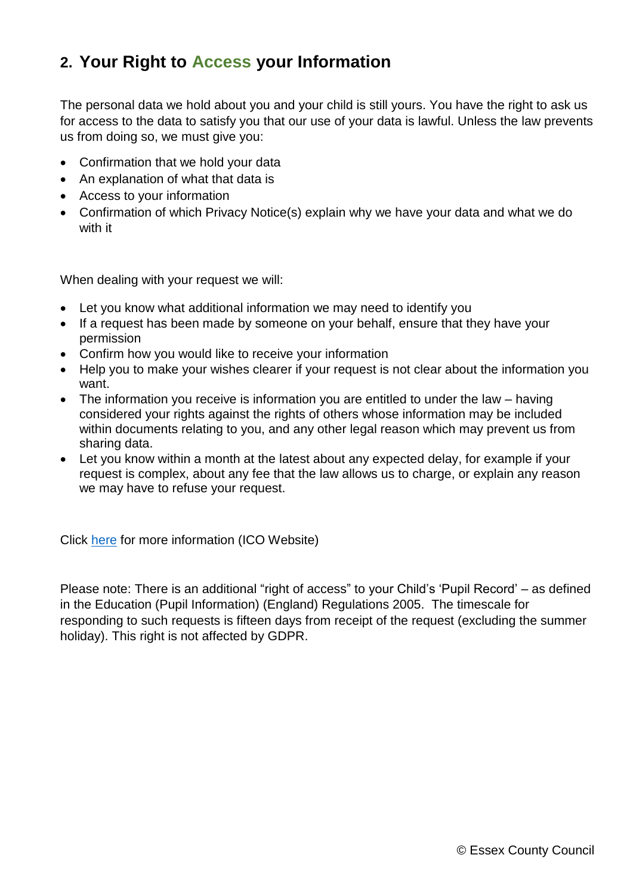## 2. Your Right to Access your Information

The personal data we hold about you and your child is still yours. You have the right to ask us for access to the data to satisfy you that our use of your data is lawful. Unless the law prevents us from doing so, we must give you:

- Confirmation that we hold your data
- An explanation of what that data is
- Access to your information
- Confirmation of which Privacy Notice(s) explain why we have your data and what we do with it

When dealing with your request we will:

- Let you know what additional information we may need to identify you
- If a request has been made by someone on your behalf, ensure that they have your permission
- Confirm how you would like to receive your information
- Help you to make your wishes clearer if your request is not clear about the information you want.
- The information you receive is information you are entitled to under the law – having considered your rights against the rights of others whose information may be included within documents relating to you, and any other legal reason which may prevent us from sharing data.
- Let you know within a month at the latest about any expected delay, for example if your request is complex, about any fee that the law allows us to charge, or explain any reason we may have to refuse your request.

Click here for more information (ICO Website)

Please note: There is an additional "right of access" to your Child's 'Pupil Record' – as defined in the Education (Pupil Information) (England) Regulations 2005. The timescale for responding to such requests is fifteen days from receipt of the request (excluding the summer holiday). This right is not affected by GDPR.

© Essex County Council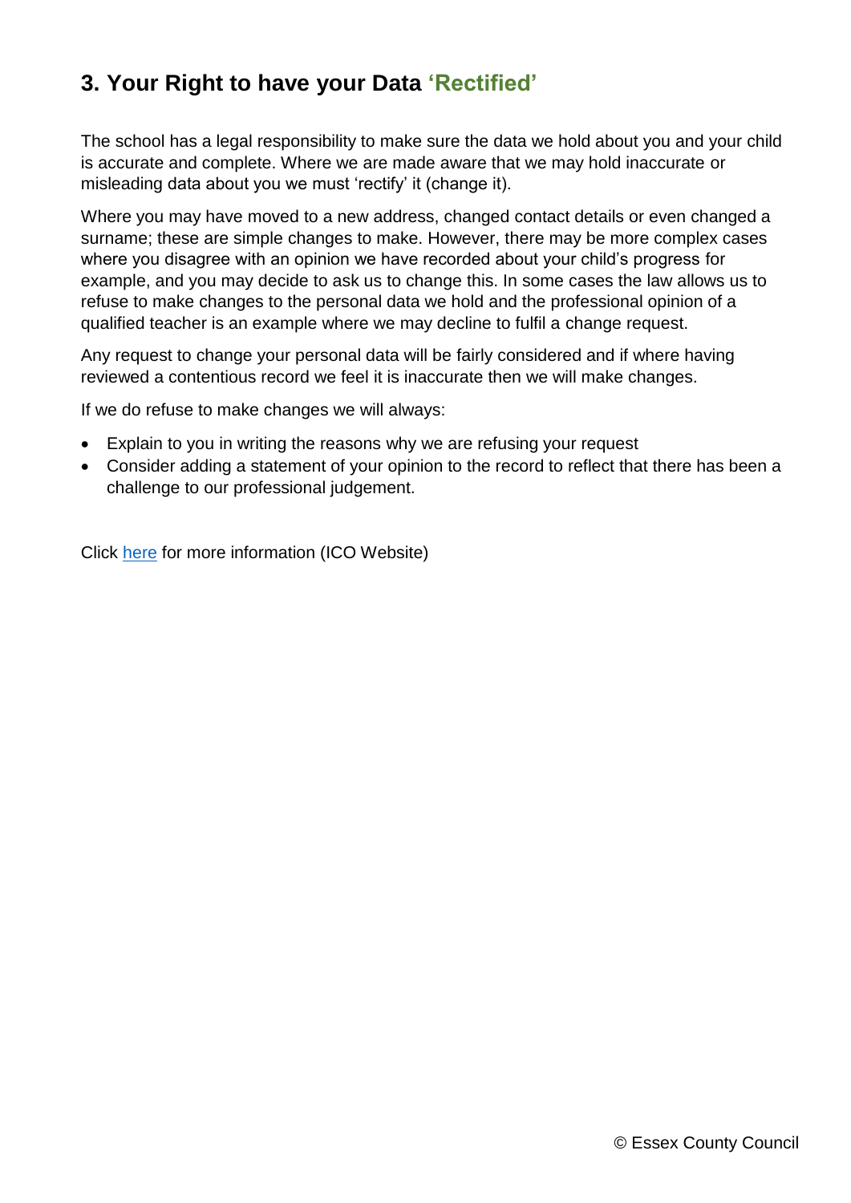## 3. Your Right to have your Data 'Rectified'

The school has a legal responsibility to make sure the data we hold about you and your child is accurate and complete. Where we are made aware that we may hold inaccurate or misleading data about you we must 'rectify' it (change it).

Where you may have moved to a new address, changed contact details or even changed a surname; these are simple changes to make. However, there may be more complex cases where you disagree with an opinion we have recorded about your child's progress for example, and you may decide to ask us to change this. In some cases the law allows us to refuse to make changes to the personal data we hold and the professional opinion of a qualified teacher is an example where we may decline to fulfil a change request.

Any request to change your personal data will be fairly considered and if where having reviewed a contentious record we feel it is inaccurate then we will make changes.

If we do refuse to make changes we will always:

- Explain to you in writing the reasons why we are refusing your request
- Consider adding a statement of your opinion to the record to reflect that there has been a challenge to our professional judgement.

Click here for more information (ICO Website)

© Essex County Council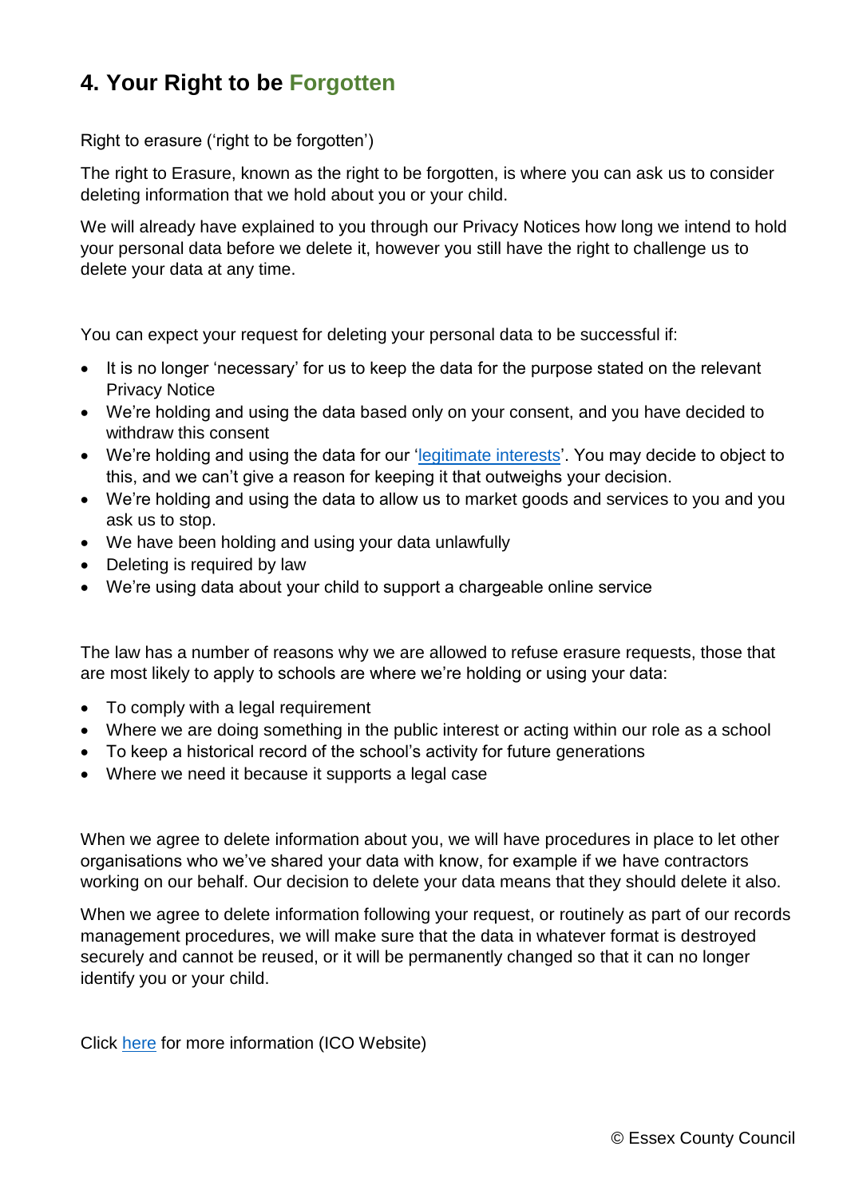## 4. Your Right to be Forgotten

Right to erasure ('right to be forgotten')

The right to Erasure, known as the right to be forgotten, is where you can ask us to consider deleting information that we hold about you or your child.

We will already have explained to you through our Privacy Notices how long we intend to hold your personal data before we delete it, however you still have the right to challenge us to delete your data at any time.

You can expect your request for deleting your personal data to be successful if:

- It is no longer 'necessary' for us to keep the data for the purpose stated on the relevant Privacy Notice
- We're holding and using the data based only on your consent, and you have decided to withdraw this consent
- We're holding and using the data for our 'legitimate interests'. You may decide to object to this, and we can't give a reason for keeping it that outweighs your decision.
- We're holding and using the data to allow us to market goods and services to you and you ask us to stop.
- We have been holding and using your data unlawfully
- Deleting is required by law
- We're using data about your child to support a chargeable online service

The law has a number of reasons why we are allowed to refuse erasure requests, those that are most likely to apply to schools are where we're holding or using your data:

- To comply with a legal requirement
- Where we are doing something in the public interest or acting within our role as a school
- To keep a historical record of the school's activity for future generations
- Where we need it because it supports a legal case

When we agree to delete information about you, we will have procedures in place to let other organisations who we've shared your data with know, for example if we have contractors working on our behalf. Our decision to delete your data means that they should delete it also.

When we agree to delete information following your request, or routinely as part of our records management procedures, we will make sure that the data in whatever format is destroyed securely and cannot be reused, or it will be permanently changed so that it can no longer identify you or your child.

Click here for more information (ICO Website)

© Essex County Council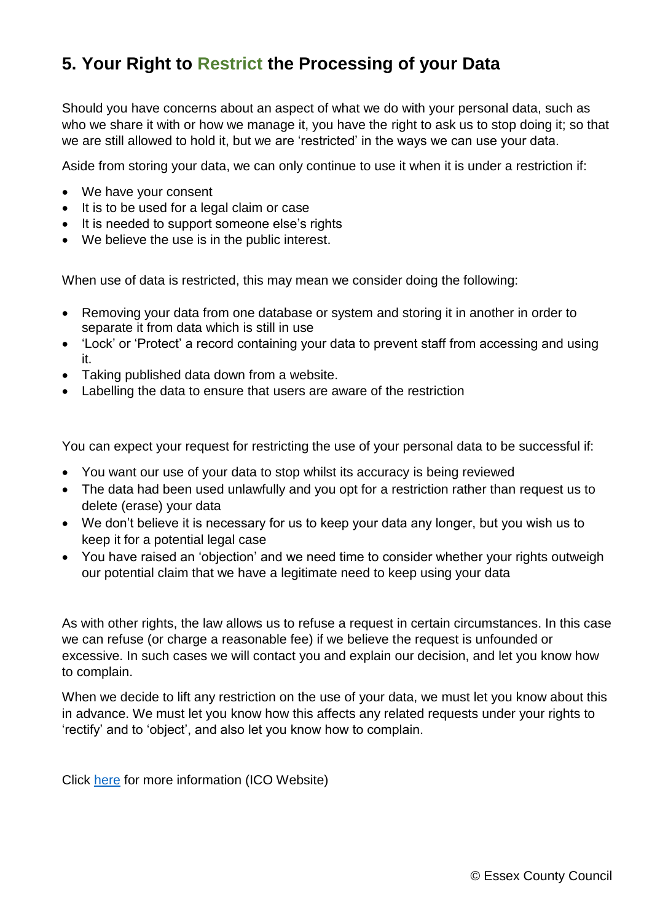## 5. Your Right to Restrict the Processing of your Data

Should you have concerns about an aspect of what we do with your personal data, such as who we share it with or how we manage it, you have the right to ask us to stop doing it; so that we are still allowed to hold it, but we are 'restricted' in the ways we can use your data.

Aside from storing your data, we can only continue to use it when it is under a restriction if:

- We have your consent
- It is to be used for a legal claim or case
- It is needed to support someone else's rights
- We believe the use is in the public interest.

When use of data is restricted, this may mean we consider doing the following:

- Removing your data from one database or system and storing it in another in order to separate it from data which is still in use
- 'Lock' or 'Protect' a record containing your data to prevent staff from accessing and using it.
- Taking published data down from a website.
- Labelling the data to ensure that users are aware of the restriction

You can expect your request for restricting the use of your personal data to be successful if:

- You want our use of your data to stop whilst its accuracy is being reviewed
- The data had been used unlawfully and you opt for a restriction rather than request us to delete (erase) your data
- We don't believe it is necessary for us to keep your data any longer, but you wish us to keep it for a potential legal case
- You have raised an 'objection' and we need time to consider whether your rights outweigh our potential claim that we have a legitimate need to keep using your data

As with other rights, the law allows us to refuse a request in certain circumstances. In this case we can refuse (or charge a reasonable fee) if we believe the request is unfounded or excessive. In such cases we will contact you and explain our decision, and let you know how to complain.

When we decide to lift any restriction on the use of your data, we must let you know about this in advance. We must let you know how this affects any related requests under your rights to 'rectify' and to 'object', and also let you know how to complain.

Click here for more information (ICO Website)

© Essex County Council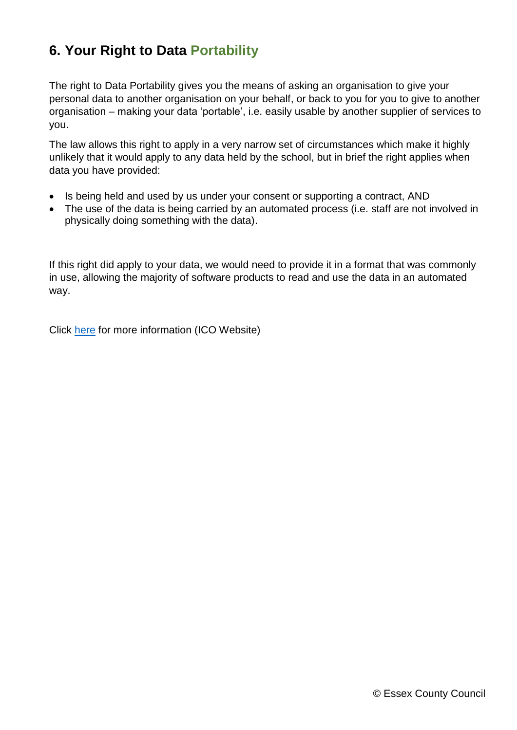## 6. Your Right to Data Portability

The right to Data Portability gives you the means of asking an organisation to give your personal data to another organisation on your behalf, or back to you for you to give to another organisation – making your data 'portable', i.e. easily usable by another supplier of services to you.

The law allows this right to apply in a very narrow set of circumstances which make it highly unlikely that it would apply to any data held by the school, but in brief the right applies when data you have provided:

- Is being held and used by us under your consent or supporting a contract, AND
- The use of the data is being carried by an automated process (i.e. staff are not involved in physically doing something with the data).

If this right did apply to your data, we would need to provide it in a format that was commonly in use, allowing the majority of software products to read and use the data in an automated way.

Click here for more information (ICO Website)

© Essex County Council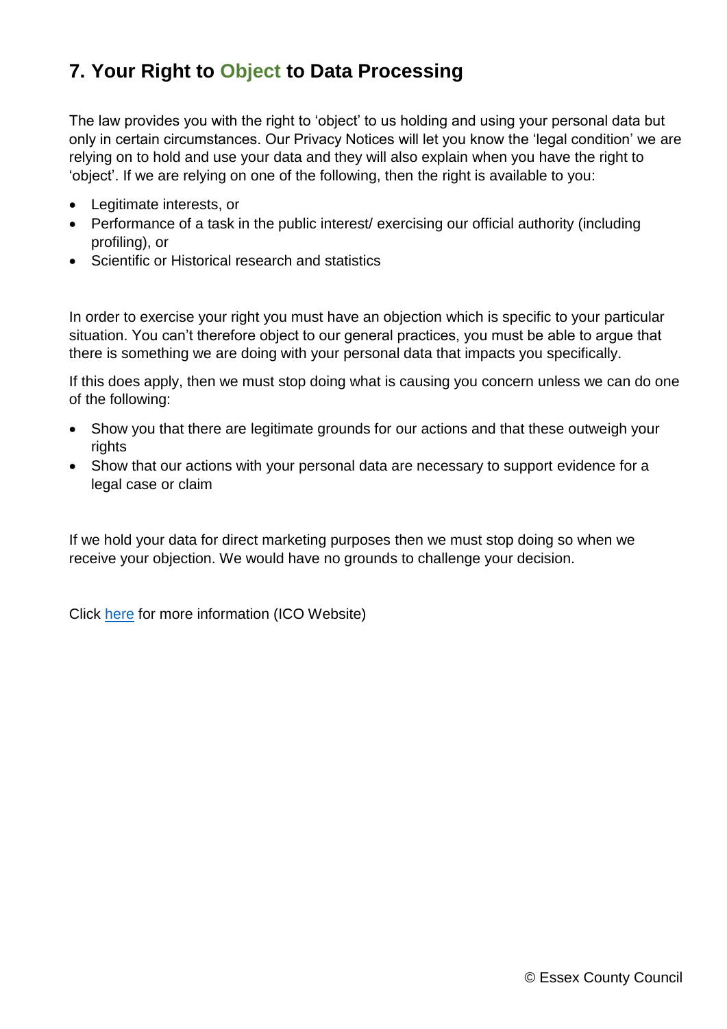## 7. Your Right to Object to Data Processing

The law provides you with the right to 'object' to us holding and using your personal data but only in certain circumstances. Our Privacy Notices will let you know the 'legal condition' we are relying on to hold and use your data and they will also explain when you have the right to 'object'. If we are relying on one of the following, then the right is available to you:

- Legitimate interests, or
- Performance of a task in the public interest/ exercising our official authority (including profiling), or
- Scientific or Historical research and statistics

In order to exercise your right you must have an objection which is specific to your particular situation. You can't therefore object to our general practices, you must be able to argue that there is something we are doing with your personal data that impacts you specifically.

If this does apply, then we must stop doing what is causing you concern unless we can do one of the following:

- Show you that there are legitimate grounds for our actions and that these outweigh your rights
- Show that our actions with your personal data are necessary to support evidence for a legal case or claim

If we hold your data for direct marketing purposes then we must stop doing so when we receive your objection. We would have no grounds to challenge your decision.

Click here for more information (ICO Website)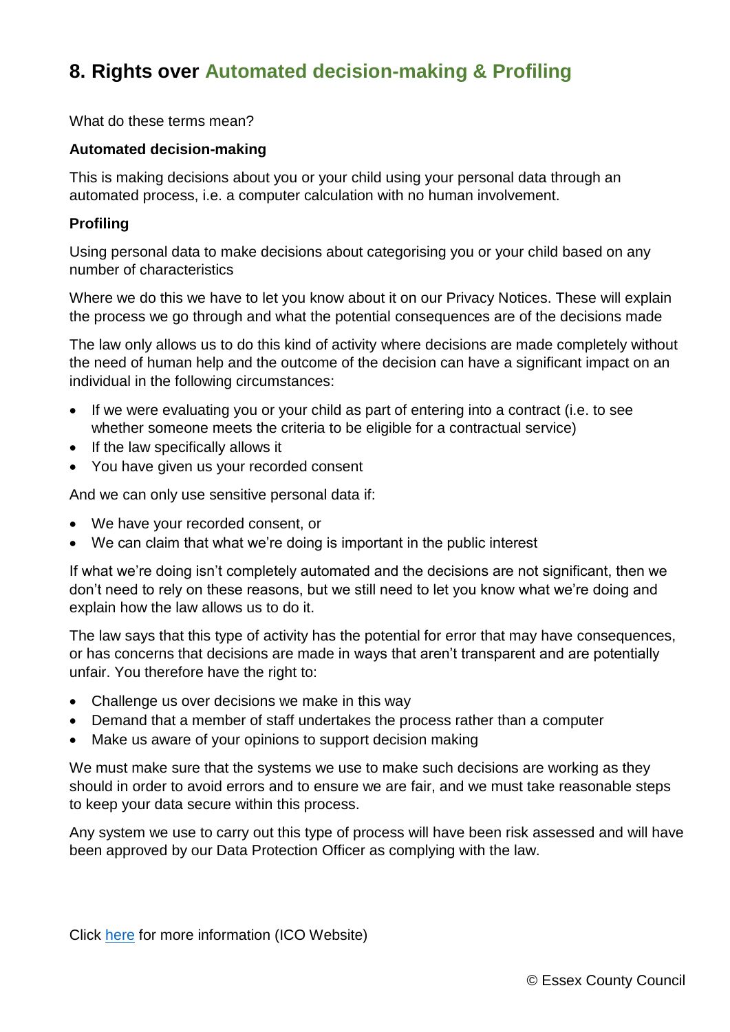## 8. Rights over Automated decision-making & Profiling

What do these terms mean?

**Automated decision-making**

This is making decisions about you or your child using your personal data through an automated process, i.e. a computer calculation with no human involvement.

**Profiling**

Using personal data to make decisions about categorising you or your child based on any number of characteristics

Where we do this we have to let you know about it on our Privacy Notices. These will explain the process we go through and what the potential consequences are of the decisions made

The law only allows us to do this kind of activity where decisions are made completely without the need of human help and the outcome of the decision can have a significant impact on an individual in the following circumstances:

- If we were evaluating you or your child as part of entering into a contract (i.e. to see whether someone meets the criteria to be eligible for a contractual service)
- If the law specifically allows it
- You have given us your recorded consent

And we can only use sensitive personal data if:

- We have your recorded consent, or
- We can claim that what we're doing is important in the public interest

If what we're doing isn't completely automated and the decisions are not significant, then we don't need to rely on these reasons, but we still need to let you know what we're doing and explain how the law allows us to do it.

The law says that this type of activity has the potential for error that may have consequences, or has concerns that decisions are made in ways that aren't transparent and are potentially unfair. You therefore have the right to:

- Challenge us over decisions we make in this way
- Demand that a member of staff undertakes the process rather than a computer
- Make us aware of your opinions to support decision making

We must make sure that the systems we use to make such decisions are working as they should in order to avoid errors and to ensure we are fair, and we must take reasonable steps to keep your data secure within this process.

Any system we use to carry out this type of process will have been risk assessed and will have been approved by our Data Protection Officer as complying with the law.

Click here for more information (ICO Website)

© Essex County Council